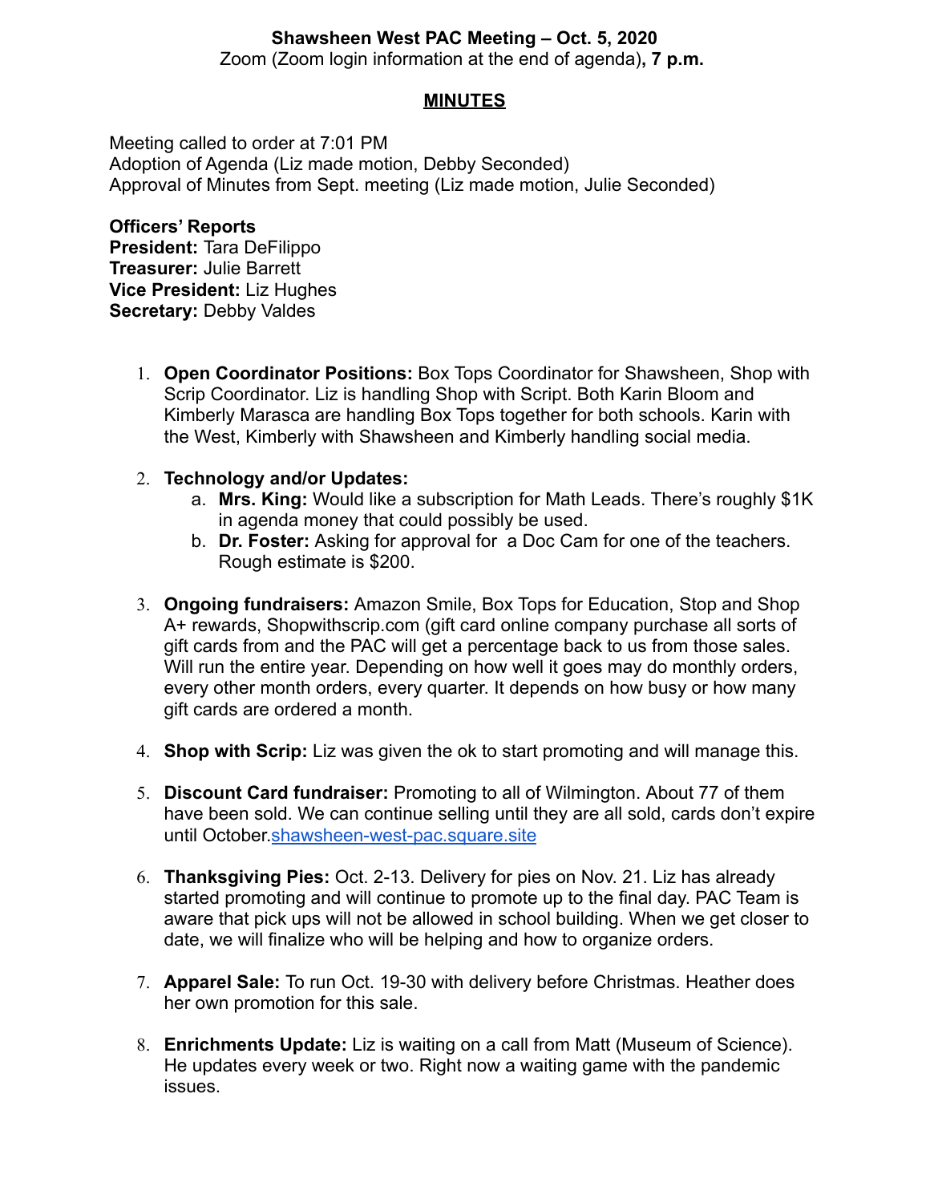**Shawsheen West PAC Meeting – Oct. 5, 2020**

Zoom (Zoom login information at the end of agenda)**, 7 p.m.**

## MINUTES

Meeting called to order at 7:01 PM
Adoption of Agenda (Liz made motion, Debby Seconded)
Approval of Minutes from Sept. meeting (Liz made motion, Julie Seconded)

**Officers' Reports**
**President:** Tara DeFilippo
**Treasurer:** Julie Barrett
**Vice President:** Liz Hughes
**Secretary:** Debby Valdes

1. **Open Coordinator Positions:** Box Tops Coordinator for Shawsheen, Shop with Scrip Coordinator. Liz is handling Shop with Script. Both Karin Bloom and Kimberly Marasca are handling Box Tops together for both schools. Karin with the West, Kimberly with Shawsheen and Kimberly handling social media.

2. **Technology and/or Updates:**
   a. **Mrs. King:** Would like a subscription for Math Leads. There's roughly $1K in agenda money that could possibly be used.
   b. **Dr. Foster:** Asking for approval for a Doc Cam for one of the teachers. Rough estimate is $200.

3. **Ongoing fundraisers:** Amazon Smile, Box Tops for Education, Stop and Shop A+ rewards, Shopwithscrip.com (gift card online company purchase all sorts of gift cards from and the PAC will get a percentage back to us from those sales. Will run the entire year. Depending on how well it goes may do monthly orders, every other month orders, every quarter. It depends on how busy or how many gift cards are ordered a month.

4. **Shop with Scrip:** Liz was given the ok to start promoting and will manage this.

5. **Discount Card fundraiser:** Promoting to all of Wilmington. About 77 of them have been sold. We can continue selling until they are all sold, cards don't expire until October.[shawsheen-west-pac.square.site](shawsheen-west-pac.square.site)

6. **Thanksgiving Pies:** Oct. 2-13. Delivery for pies on Nov. 21. Liz has already started promoting and will continue to promote up to the final day. PAC Team is aware that pick ups will not be allowed in school building. When we get closer to date, we will finalize who will be helping and how to organize orders.

7. **Apparel Sale:** To run Oct. 19-30 with delivery before Christmas. Heather does her own promotion for this sale.

8. **Enrichments Update:** Liz is waiting on a call from Matt (Museum of Science). He updates every week or two. Right now a waiting game with the pandemic issues.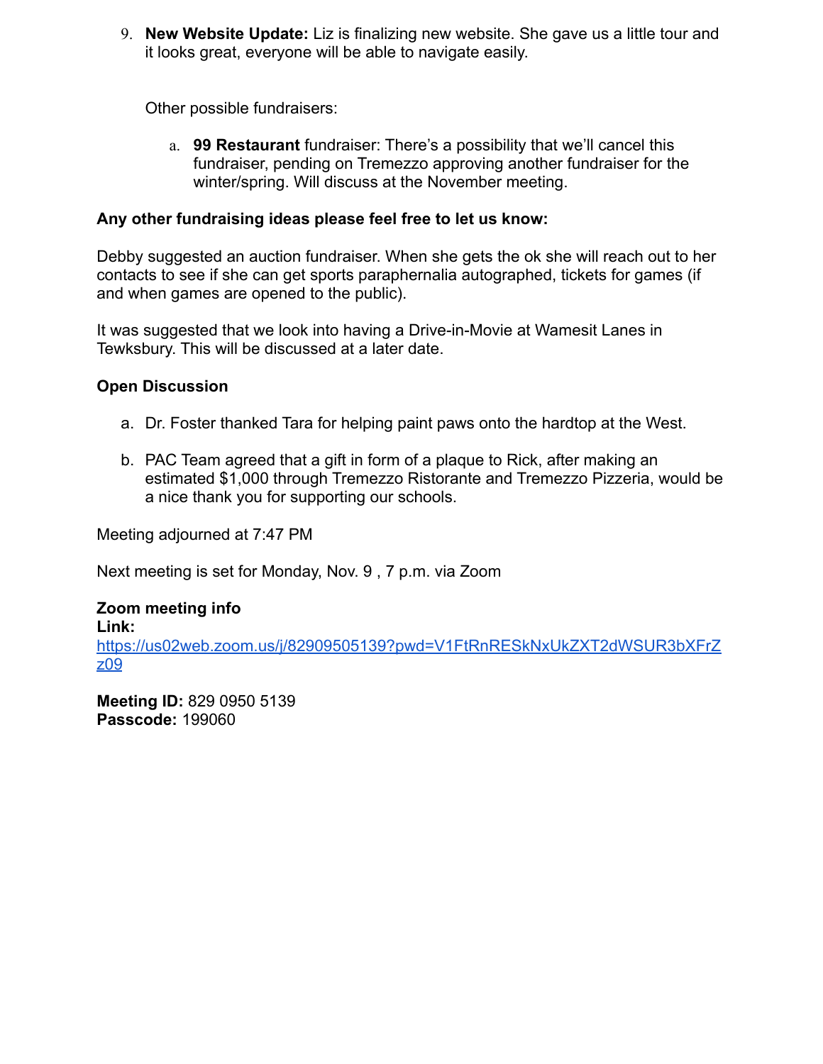9. **New Website Update:** Liz is finalizing new website. She gave us a little tour and it looks great, everyone will be able to navigate easily.

   Other possible fundraisers:

   a. **99 Restaurant** fundraiser: There's a possibility that we'll cancel this fundraiser, pending on Tremezzo approving another fundraiser for the winter/spring. Will discuss at the November meeting.

**Any other fundraising ideas please feel free to let us know:**

Debby suggested an auction fundraiser. When she gets the ok she will reach out to her contacts to see if she can get sports paraphernalia autographed, tickets for games (if and when games are opened to the public).

It was suggested that we look into having a Drive-in-Movie at Wamesit Lanes in Tewksbury. This will be discussed at a later date.

**Open Discussion**

a. Dr. Foster thanked Tara for helping paint paws onto the hardtop at the West.

b. PAC Team agreed that a gift in form of a plaque to Rick, after making an estimated $1,000 through Tremezzo Ristorante and Tremezzo Pizzeria, would be a nice thank you for supporting our schools.

Meeting adjourned at 7:47 PM

Next meeting is set for Monday, Nov. 9 , 7 p.m. via Zoom

**Zoom meeting info**
**Link:**
https://us02web.zoom.us/j/82909505139?pwd=V1FtRnRESkNxUkZXT2dWSUR3bXFrZz09

**Meeting ID:** 829 0950 5139
**Passcode:** 199060